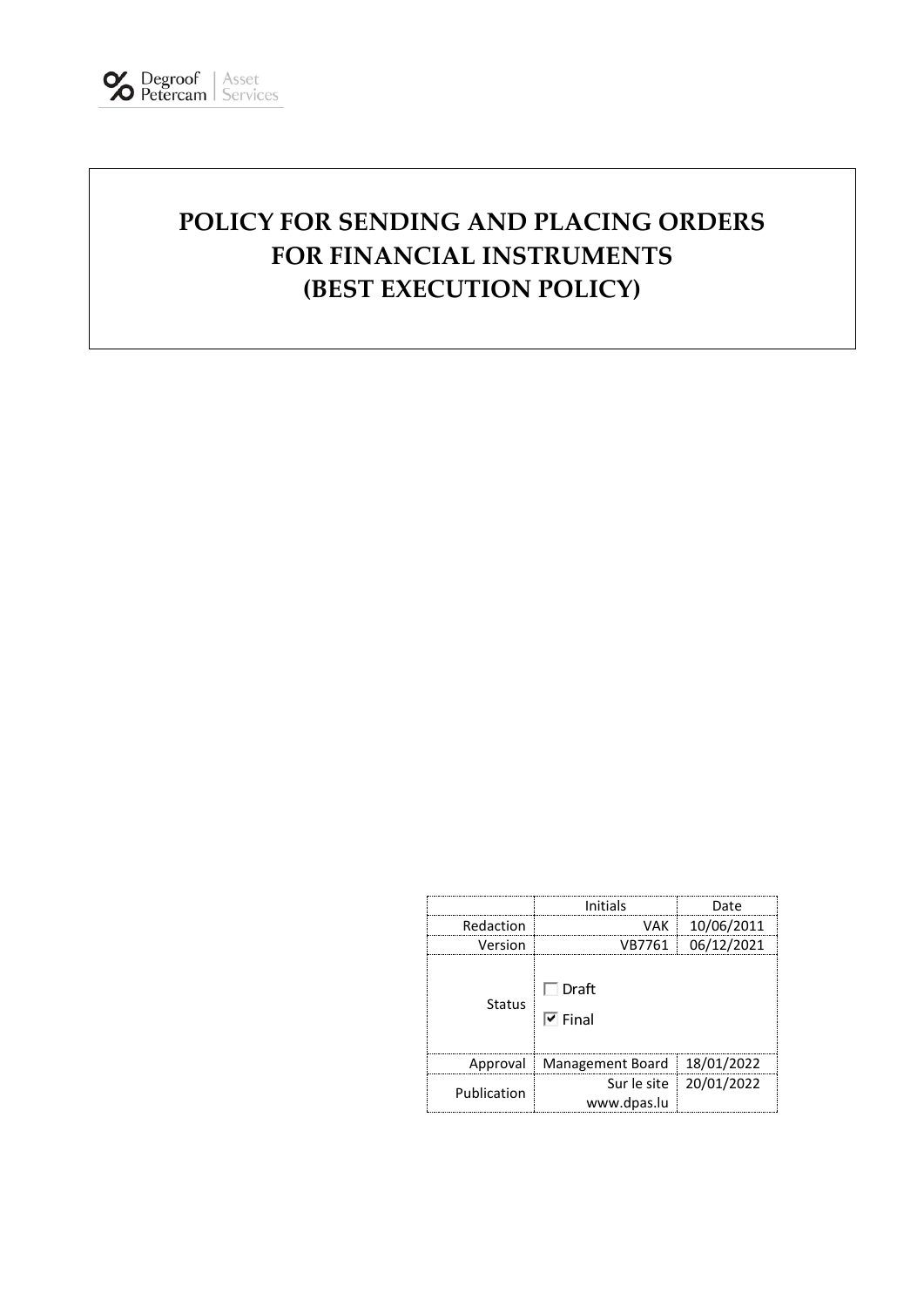Degroof Petercam | Asset Services

# POLICY FOR SENDING AND PLACING ORDERS FOR FINANCIAL INSTRUMENTS (BEST EXECUTION POLICY)

| | Initials | Date |
|---|---|---|
| Redaction | VAK | 10/06/2011 |
| Version | VB7761 | 06/12/2021 |
| Status | ☐ Draft<br>☑ Final | |
| Approval | Management Board | 18/01/2022 |
| Publication | Sur le site www.dpas.lu | 20/01/2022 |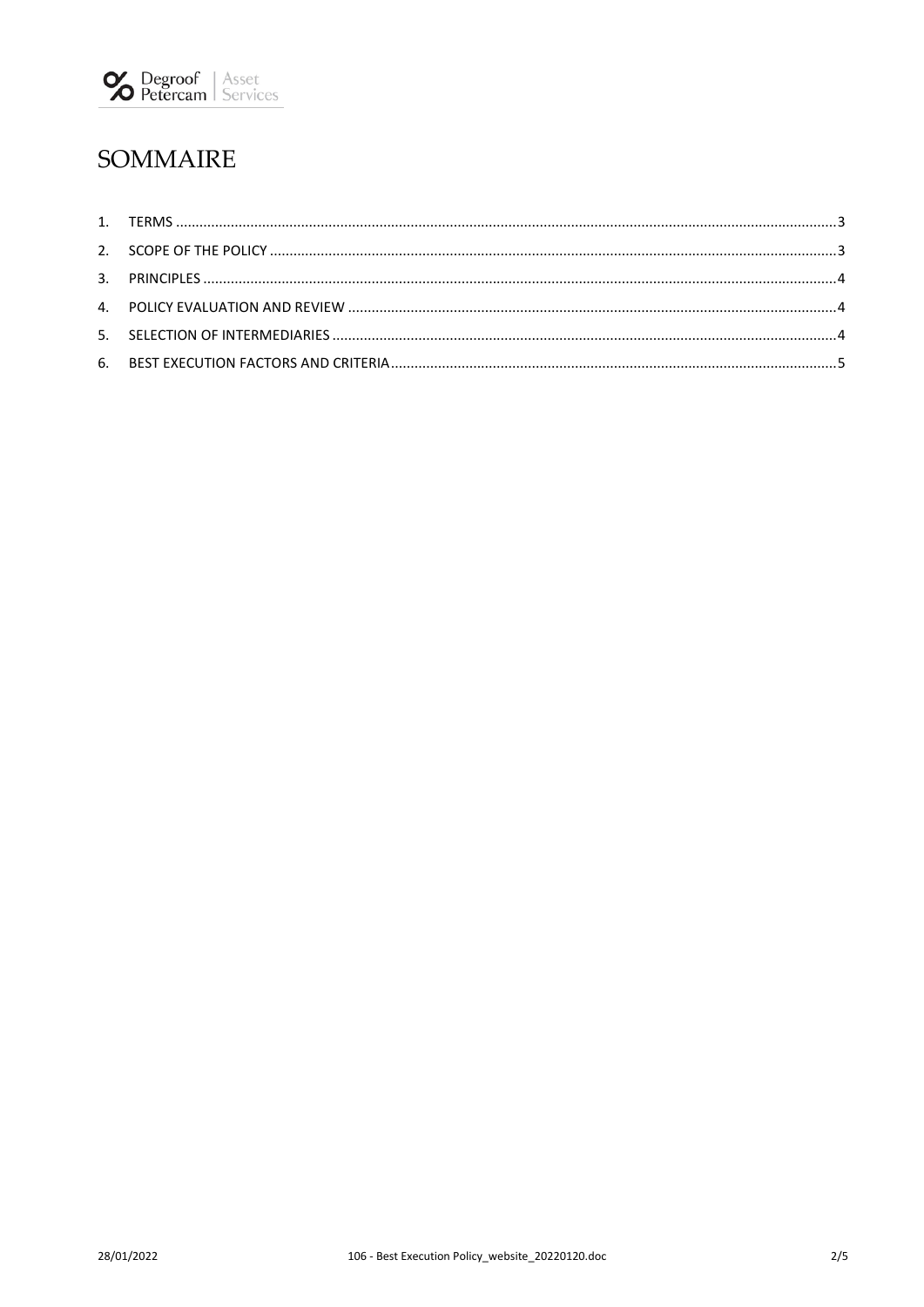# SOMMAIRE

1. TERMS ....................................................................................................................................................................3
2. SCOPE OF THE POLICY ...........................................................................................................................................3
3. PRINCIPLES .............................................................................................................................................................4
4. POLICY EVALUATION AND REVIEW ........................................................................................................................4
5. SELECTION OF INTERMEDIARIES ............................................................................................................................4
6. BEST EXECUTION FACTORS AND CRITERIA .............................................................................................................5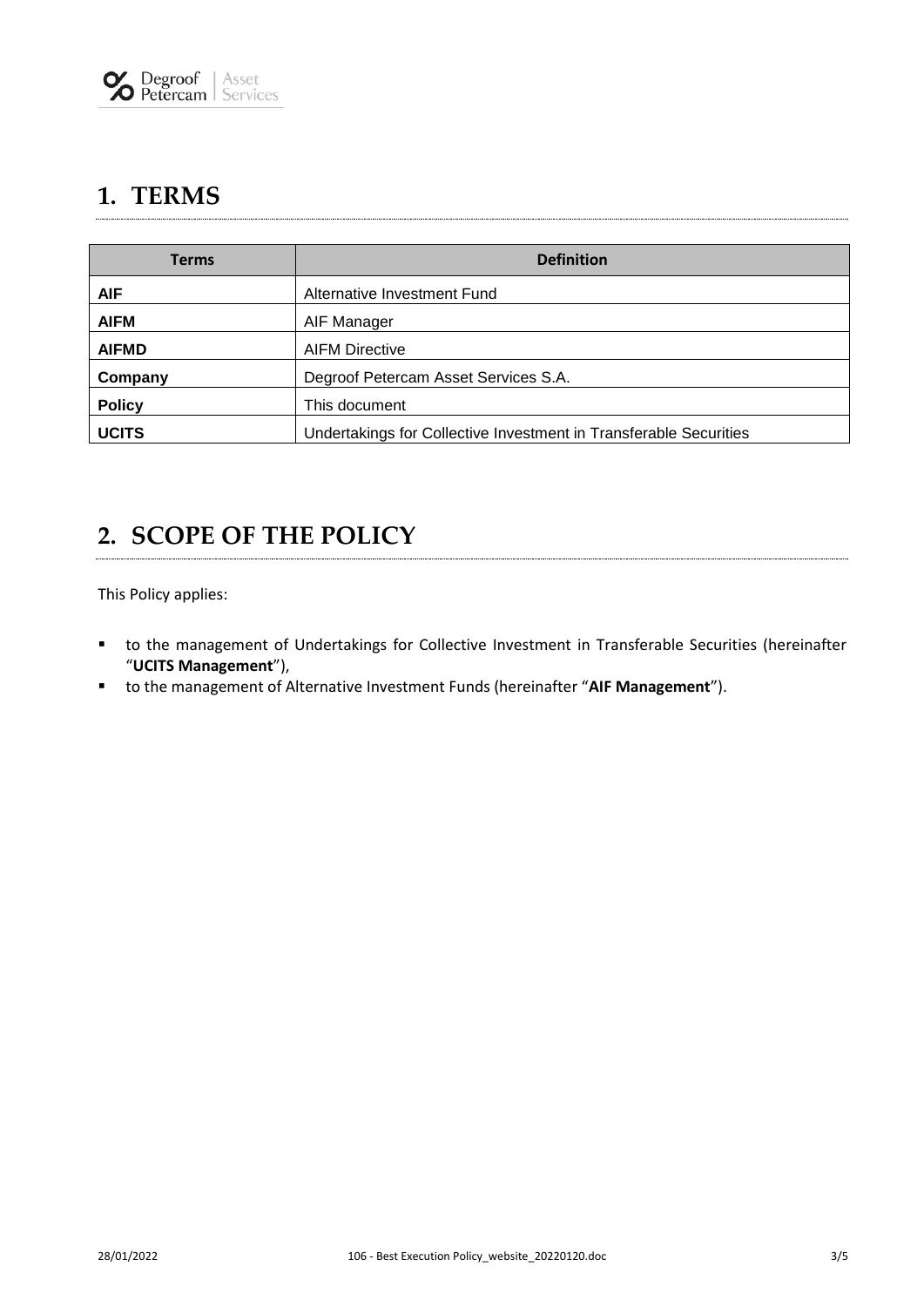# 1. TERMS

| Terms | Definition |
|---|---|
| **AIF** | Alternative Investment Fund |
| **AIFM** | AIF Manager |
| **AIFMD** | AIFM Directive |
| **Company** | Degroof Petercam Asset Services S.A. |
| **Policy** | This document |
| **UCITS** | Undertakings for Collective Investment in Transferable Securities |

# 2. SCOPE OF THE POLICY

This Policy applies:

- to the management of Undertakings for Collective Investment in Transferable Securities (hereinafter "**UCITS Management**"),
- to the management of Alternative Investment Funds (hereinafter "**AIF Management**").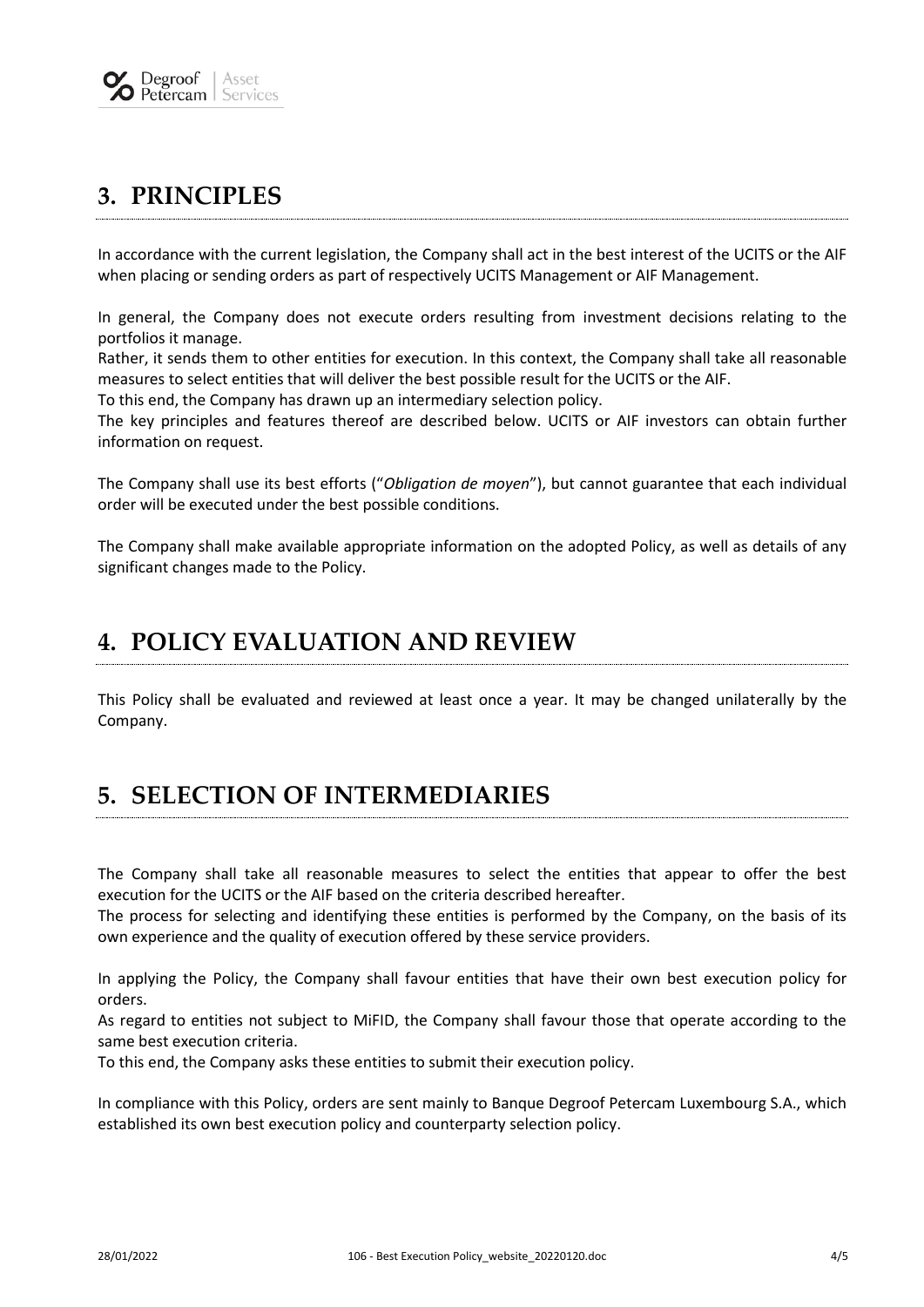## 3. PRINCIPLES

In accordance with the current legislation, the Company shall act in the best interest of the UCITS or the AIF when placing or sending orders as part of respectively UCITS Management or AIF Management.

In general, the Company does not execute orders resulting from investment decisions relating to the portfolios it manage.

Rather, it sends them to other entities for execution. In this context, the Company shall take all reasonable measures to select entities that will deliver the best possible result for the UCITS or the AIF.

To this end, the Company has drawn up an intermediary selection policy.

The key principles and features thereof are described below. UCITS or AIF investors can obtain further information on request.

The Company shall use its best efforts ("*Obligation de moyen*"), but cannot guarantee that each individual order will be executed under the best possible conditions.

The Company shall make available appropriate information on the adopted Policy, as well as details of any significant changes made to the Policy.

## 4. POLICY EVALUATION AND REVIEW

This Policy shall be evaluated and reviewed at least once a year. It may be changed unilaterally by the Company.

## 5. SELECTION OF INTERMEDIARIES

The Company shall take all reasonable measures to select the entities that appear to offer the best execution for the UCITS or the AIF based on the criteria described hereafter.

The process for selecting and identifying these entities is performed by the Company, on the basis of its own experience and the quality of execution offered by these service providers.

In applying the Policy, the Company shall favour entities that have their own best execution policy for orders.

As regard to entities not subject to MiFID, the Company shall favour those that operate according to the same best execution criteria.

To this end, the Company asks these entities to submit their execution policy.

In compliance with this Policy, orders are sent mainly to Banque Degroof Petercam Luxembourg S.A., which established its own best execution policy and counterparty selection policy.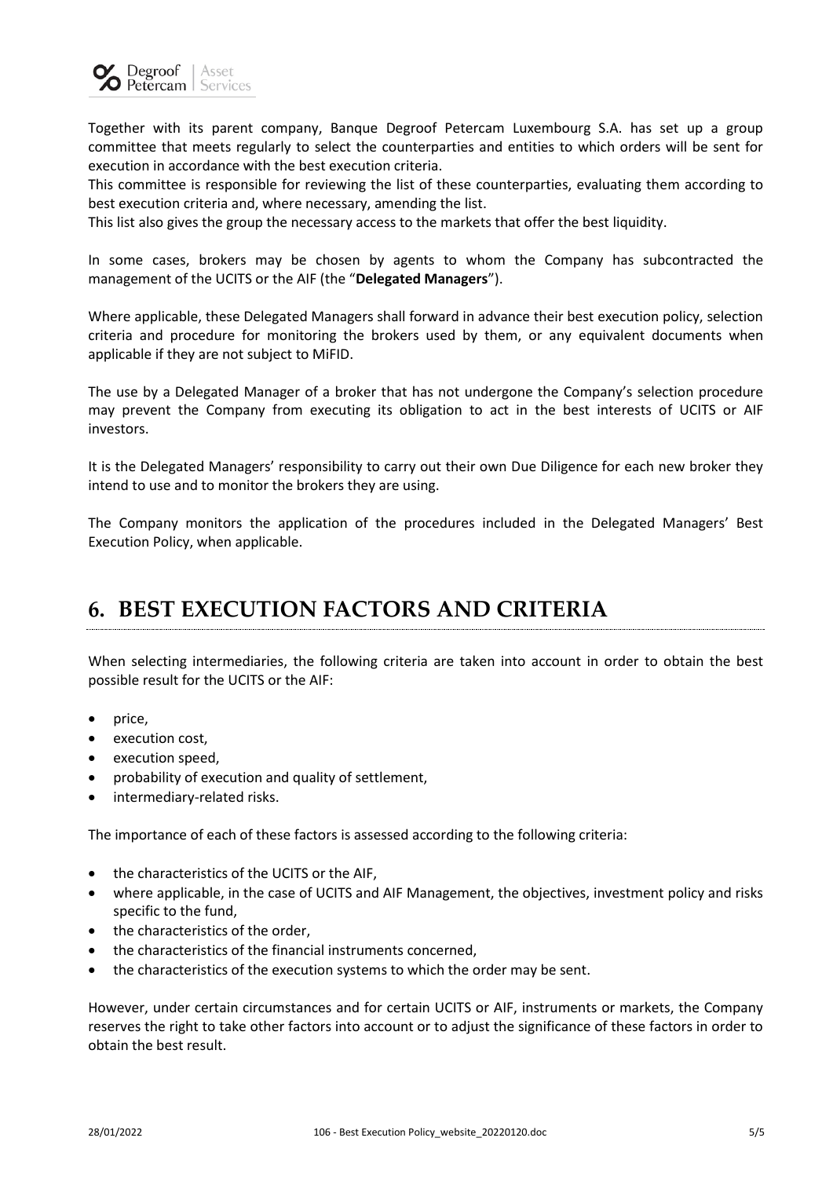Together with its parent company, Banque Degroof Petercam Luxembourg S.A. has set up a group committee that meets regularly to select the counterparties and entities to which orders will be sent for execution in accordance with the best execution criteria.

This committee is responsible for reviewing the list of these counterparties, evaluating them according to best execution criteria and, where necessary, amending the list.

This list also gives the group the necessary access to the markets that offer the best liquidity.

In some cases, brokers may be chosen by agents to whom the Company has subcontracted the management of the UCITS or the AIF (the "**Delegated Managers**").

Where applicable, these Delegated Managers shall forward in advance their best execution policy, selection criteria and procedure for monitoring the brokers used by them, or any equivalent documents when applicable if they are not subject to MiFID.

The use by a Delegated Manager of a broker that has not undergone the Company's selection procedure may prevent the Company from executing its obligation to act in the best interests of UCITS or AIF investors.

It is the Delegated Managers' responsibility to carry out their own Due Diligence for each new broker they intend to use and to monitor the brokers they are using.

The Company monitors the application of the procedures included in the Delegated Managers' Best Execution Policy, when applicable.

# 6. BEST EXECUTION FACTORS AND CRITERIA

When selecting intermediaries, the following criteria are taken into account in order to obtain the best possible result for the UCITS or the AIF:

- price,
- execution cost,
- execution speed,
- probability of execution and quality of settlement,
- intermediary-related risks.

The importance of each of these factors is assessed according to the following criteria:

- the characteristics of the UCITS or the AIF,
- where applicable, in the case of UCITS and AIF Management, the objectives, investment policy and risks specific to the fund,
- the characteristics of the order,
- the characteristics of the financial instruments concerned,
- the characteristics of the execution systems to which the order may be sent.

However, under certain circumstances and for certain UCITS or AIF, instruments or markets, the Company reserves the right to take other factors into account or to adjust the significance of these factors in order to obtain the best result.